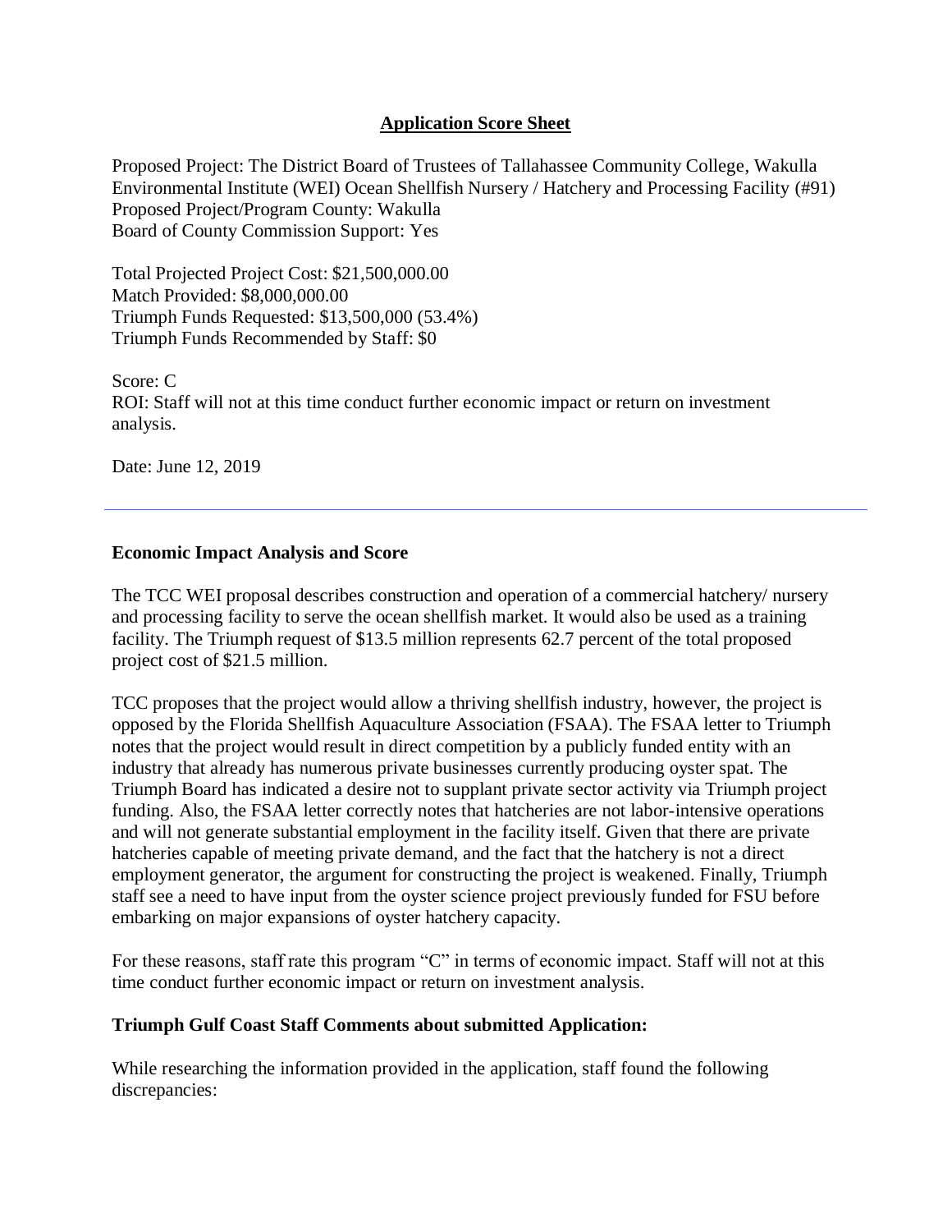# Application Score Sheet

Proposed Project: The District Board of Trustees of Tallahassee Community College, Wakulla Environmental Institute (WEI) Ocean Shellfish Nursery / Hatchery and Processing Facility (#91)
Proposed Project/Program County: Wakulla
Board of County Commission Support: Yes

Total Projected Project Cost: $21,500,000.00
Match Provided: $8,000,000.00
Triumph Funds Requested: $13,500,000 (53.4%)
Triumph Funds Recommended by Staff: $0

Score: C
ROI: Staff will not at this time conduct further economic impact or return on investment analysis.

Date: June 12, 2019

---

## Economic Impact Analysis and Score

The TCC WEI proposal describes construction and operation of a commercial hatchery/ nursery and processing facility to serve the ocean shellfish market. It would also be used as a training facility. The Triumph request of $13.5 million represents 62.7 percent of the total proposed project cost of $21.5 million.

TCC proposes that the project would allow a thriving shellfish industry, however, the project is opposed by the Florida Shellfish Aquaculture Association (FSAA). The FSAA letter to Triumph notes that the project would result in direct competition by a publicly funded entity with an industry that already has numerous private businesses currently producing oyster spat. The Triumph Board has indicated a desire not to supplant private sector activity via Triumph project funding. Also, the FSAA letter correctly notes that hatcheries are not labor-intensive operations and will not generate substantial employment in the facility itself. Given that there are private hatcheries capable of meeting private demand, and the fact that the hatchery is not a direct employment generator, the argument for constructing the project is weakened. Finally, Triumph staff see a need to have input from the oyster science project previously funded for FSU before embarking on major expansions of oyster hatchery capacity.

For these reasons, staff rate this program "C" in terms of economic impact. Staff will not at this time conduct further economic impact or return on investment analysis.

## Triumph Gulf Coast Staff Comments about submitted Application:

While researching the information provided in the application, staff found the following discrepancies: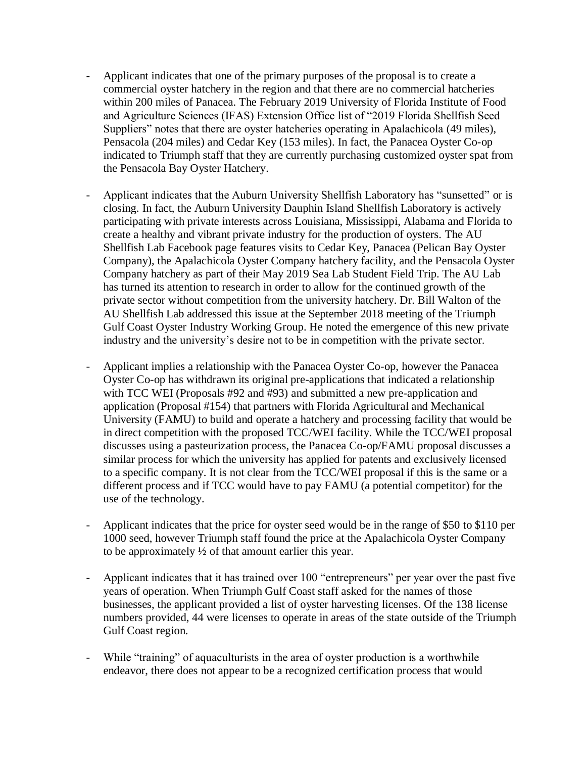- Applicant indicates that one of the primary purposes of the proposal is to create a commercial oyster hatchery in the region and that there are no commercial hatcheries within 200 miles of Panacea. The February 2019 University of Florida Institute of Food and Agriculture Sciences (IFAS) Extension Office list of "2019 Florida Shellfish Seed Suppliers" notes that there are oyster hatcheries operating in Apalachicola (49 miles), Pensacola (204 miles) and Cedar Key (153 miles). In fact, the Panacea Oyster Co-op indicated to Triumph staff that they are currently purchasing customized oyster spat from the Pensacola Bay Oyster Hatchery.

- Applicant indicates that the Auburn University Shellfish Laboratory has "sunsetted" or is closing. In fact, the Auburn University Dauphin Island Shellfish Laboratory is actively participating with private interests across Louisiana, Mississippi, Alabama and Florida to create a healthy and vibrant private industry for the production of oysters. The AU Shellfish Lab Facebook page features visits to Cedar Key, Panacea (Pelican Bay Oyster Company), the Apalachicola Oyster Company hatchery facility, and the Pensacola Oyster Company hatchery as part of their May 2019 Sea Lab Student Field Trip. The AU Lab has turned its attention to research in order to allow for the continued growth of the private sector without competition from the university hatchery. Dr. Bill Walton of the AU Shellfish Lab addressed this issue at the September 2018 meeting of the Triumph Gulf Coast Oyster Industry Working Group. He noted the emergence of this new private industry and the university's desire not to be in competition with the private sector.

- Applicant implies a relationship with the Panacea Oyster Co-op, however the Panacea Oyster Co-op has withdrawn its original pre-applications that indicated a relationship with TCC WEI (Proposals #92 and #93) and submitted a new pre-application and application (Proposal #154) that partners with Florida Agricultural and Mechanical University (FAMU) to build and operate a hatchery and processing facility that would be in direct competition with the proposed TCC/WEI facility. While the TCC/WEI proposal discusses using a pasteurization process, the Panacea Co-op/FAMU proposal discusses a similar process for which the university has applied for patents and exclusively licensed to a specific company. It is not clear from the TCC/WEI proposal if this is the same or a different process and if TCC would have to pay FAMU (a potential competitor) for the use of the technology.

- Applicant indicates that the price for oyster seed would be in the range of $50 to $110 per 1000 seed, however Triumph staff found the price at the Apalachicola Oyster Company to be approximately ½ of that amount earlier this year.

- Applicant indicates that it has trained over 100 "entrepreneurs" per year over the past five years of operation. When Triumph Gulf Coast staff asked for the names of those businesses, the applicant provided a list of oyster harvesting licenses. Of the 138 license numbers provided, 44 were licenses to operate in areas of the state outside of the Triumph Gulf Coast region.

- While "training" of aquaculturists in the area of oyster production is a worthwhile endeavor, there does not appear to be a recognized certification process that would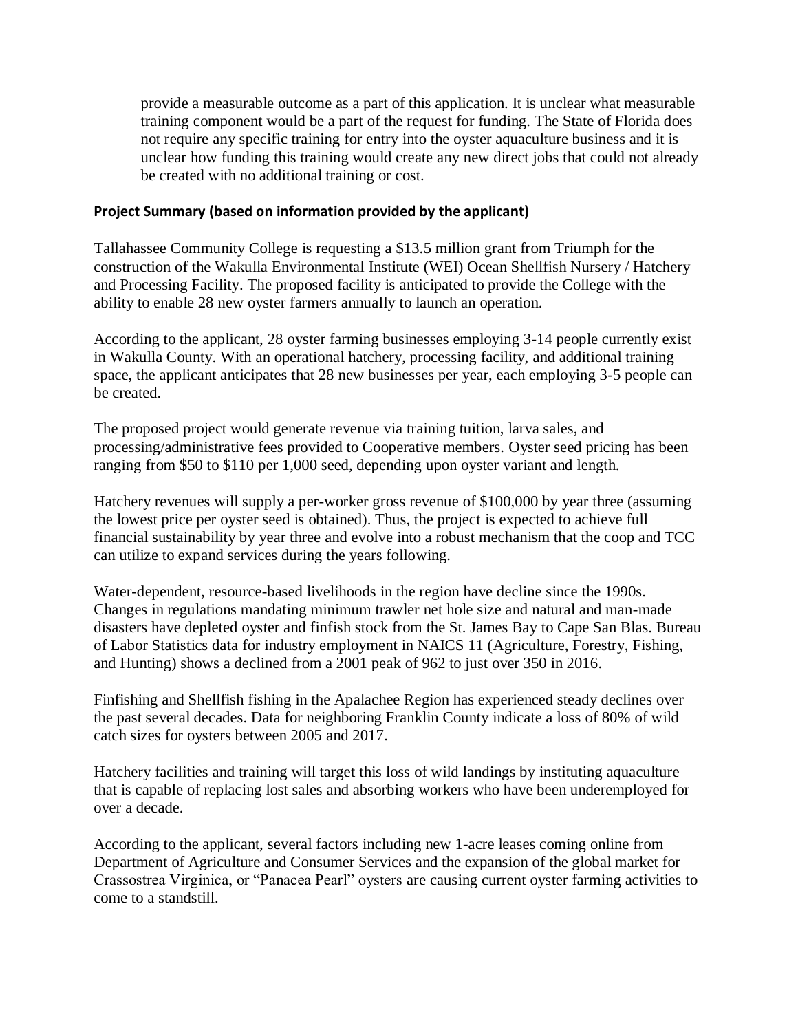provide a measurable outcome as a part of this application. It is unclear what measurable training component would be a part of the request for funding. The State of Florida does not require any specific training for entry into the oyster aquaculture business and it is unclear how funding this training would create any new direct jobs that could not already be created with no additional training or cost.

**Project Summary (based on information provided by the applicant)**

Tallahassee Community College is requesting a $13.5 million grant from Triumph for the construction of the Wakulla Environmental Institute (WEI) Ocean Shellfish Nursery / Hatchery and Processing Facility. The proposed facility is anticipated to provide the College with the ability to enable 28 new oyster farmers annually to launch an operation.

According to the applicant, 28 oyster farming businesses employing 3-14 people currently exist in Wakulla County. With an operational hatchery, processing facility, and additional training space, the applicant anticipates that 28 new businesses per year, each employing 3-5 people can be created.

The proposed project would generate revenue via training tuition, larva sales, and processing/administrative fees provided to Cooperative members. Oyster seed pricing has been ranging from $50 to $110 per 1,000 seed, depending upon oyster variant and length.

Hatchery revenues will supply a per-worker gross revenue of $100,000 by year three (assuming the lowest price per oyster seed is obtained). Thus, the project is expected to achieve full financial sustainability by year three and evolve into a robust mechanism that the coop and TCC can utilize to expand services during the years following.

Water-dependent, resource-based livelihoods in the region have decline since the 1990s. Changes in regulations mandating minimum trawler net hole size and natural and man-made disasters have depleted oyster and finfish stock from the St. James Bay to Cape San Blas. Bureau of Labor Statistics data for industry employment in NAICS 11 (Agriculture, Forestry, Fishing, and Hunting) shows a declined from a 2001 peak of 962 to just over 350 in 2016.

Finfishing and Shellfish fishing in the Apalachee Region has experienced steady declines over the past several decades. Data for neighboring Franklin County indicate a loss of 80% of wild catch sizes for oysters between 2005 and 2017.

Hatchery facilities and training will target this loss of wild landings by instituting aquaculture that is capable of replacing lost sales and absorbing workers who have been underemployed for over a decade.

According to the applicant, several factors including new 1-acre leases coming online from Department of Agriculture and Consumer Services and the expansion of the global market for Crassostrea Virginica, or "Panacea Pearl" oysters are causing current oyster farming activities to come to a standstill.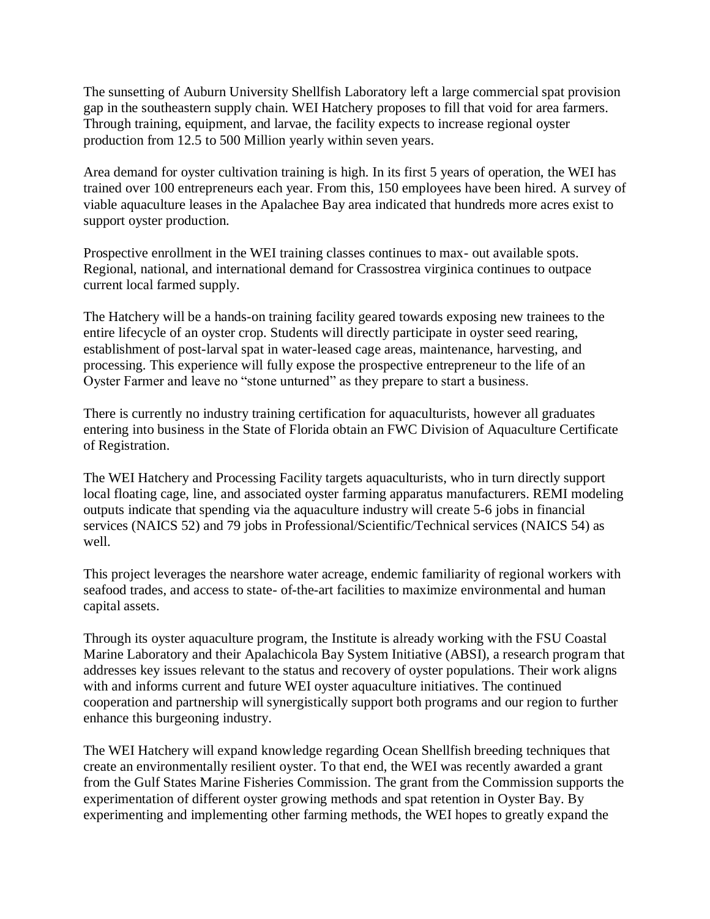The sunsetting of Auburn University Shellfish Laboratory left a large commercial spat provision gap in the southeastern supply chain. WEI Hatchery proposes to fill that void for area farmers. Through training, equipment, and larvae, the facility expects to increase regional oyster production from 12.5 to 500 Million yearly within seven years.

Area demand for oyster cultivation training is high. In its first 5 years of operation, the WEI has trained over 100 entrepreneurs each year. From this, 150 employees have been hired. A survey of viable aquaculture leases in the Apalachee Bay area indicated that hundreds more acres exist to support oyster production.

Prospective enrollment in the WEI training classes continues to max- out available spots. Regional, national, and international demand for Crassostrea virginica continues to outpace current local farmed supply.

The Hatchery will be a hands-on training facility geared towards exposing new trainees to the entire lifecycle of an oyster crop. Students will directly participate in oyster seed rearing, establishment of post-larval spat in water-leased cage areas, maintenance, harvesting, and processing. This experience will fully expose the prospective entrepreneur to the life of an Oyster Farmer and leave no "stone unturned" as they prepare to start a business.

There is currently no industry training certification for aquaculturists, however all graduates entering into business in the State of Florida obtain an FWC Division of Aquaculture Certificate of Registration.

The WEI Hatchery and Processing Facility targets aquaculturists, who in turn directly support local floating cage, line, and associated oyster farming apparatus manufacturers. REMI modeling outputs indicate that spending via the aquaculture industry will create 5-6 jobs in financial services (NAICS 52) and 79 jobs in Professional/Scientific/Technical services (NAICS 54) as well.

This project leverages the nearshore water acreage, endemic familiarity of regional workers with seafood trades, and access to state- of-the-art facilities to maximize environmental and human capital assets.

Through its oyster aquaculture program, the Institute is already working with the FSU Coastal Marine Laboratory and their Apalachicola Bay System Initiative (ABSI), a research program that addresses key issues relevant to the status and recovery of oyster populations. Their work aligns with and informs current and future WEI oyster aquaculture initiatives. The continued cooperation and partnership will synergistically support both programs and our region to further enhance this burgeoning industry.

The WEI Hatchery will expand knowledge regarding Ocean Shellfish breeding techniques that create an environmentally resilient oyster. To that end, the WEI was recently awarded a grant from the Gulf States Marine Fisheries Commission. The grant from the Commission supports the experimentation of different oyster growing methods and spat retention in Oyster Bay. By experimenting and implementing other farming methods, the WEI hopes to greatly expand the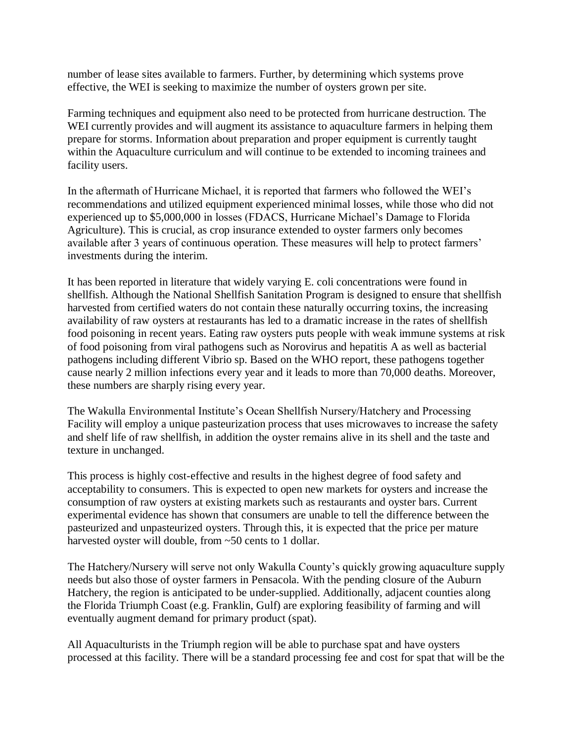number of lease sites available to farmers. Further, by determining which systems prove effective, the WEI is seeking to maximize the number of oysters grown per site.

Farming techniques and equipment also need to be protected from hurricane destruction. The WEI currently provides and will augment its assistance to aquaculture farmers in helping them prepare for storms. Information about preparation and proper equipment is currently taught within the Aquaculture curriculum and will continue to be extended to incoming trainees and facility users.

In the aftermath of Hurricane Michael, it is reported that farmers who followed the WEI's recommendations and utilized equipment experienced minimal losses, while those who did not experienced up to $5,000,000 in losses (FDACS, Hurricane Michael's Damage to Florida Agriculture). This is crucial, as crop insurance extended to oyster farmers only becomes available after 3 years of continuous operation. These measures will help to protect farmers' investments during the interim.

It has been reported in literature that widely varying E. coli concentrations were found in shellfish. Although the National Shellfish Sanitation Program is designed to ensure that shellfish harvested from certified waters do not contain these naturally occurring toxins, the increasing availability of raw oysters at restaurants has led to a dramatic increase in the rates of shellfish food poisoning in recent years. Eating raw oysters puts people with weak immune systems at risk of food poisoning from viral pathogens such as Norovirus and hepatitis A as well as bacterial pathogens including different Vibrio sp. Based on the WHO report, these pathogens together cause nearly 2 million infections every year and it leads to more than 70,000 deaths. Moreover, these numbers are sharply rising every year.

The Wakulla Environmental Institute's Ocean Shellfish Nursery/Hatchery and Processing Facility will employ a unique pasteurization process that uses microwaves to increase the safety and shelf life of raw shellfish, in addition the oyster remains alive in its shell and the taste and texture in unchanged.

This process is highly cost-effective and results in the highest degree of food safety and acceptability to consumers. This is expected to open new markets for oysters and increase the consumption of raw oysters at existing markets such as restaurants and oyster bars. Current experimental evidence has shown that consumers are unable to tell the difference between the pasteurized and unpasteurized oysters. Through this, it is expected that the price per mature harvested oyster will double, from ~50 cents to 1 dollar.

The Hatchery/Nursery will serve not only Wakulla County's quickly growing aquaculture supply needs but also those of oyster farmers in Pensacola. With the pending closure of the Auburn Hatchery, the region is anticipated to be under-supplied. Additionally, adjacent counties along the Florida Triumph Coast (e.g. Franklin, Gulf) are exploring feasibility of farming and will eventually augment demand for primary product (spat).

All Aquaculturists in the Triumph region will be able to purchase spat and have oysters processed at this facility. There will be a standard processing fee and cost for spat that will be the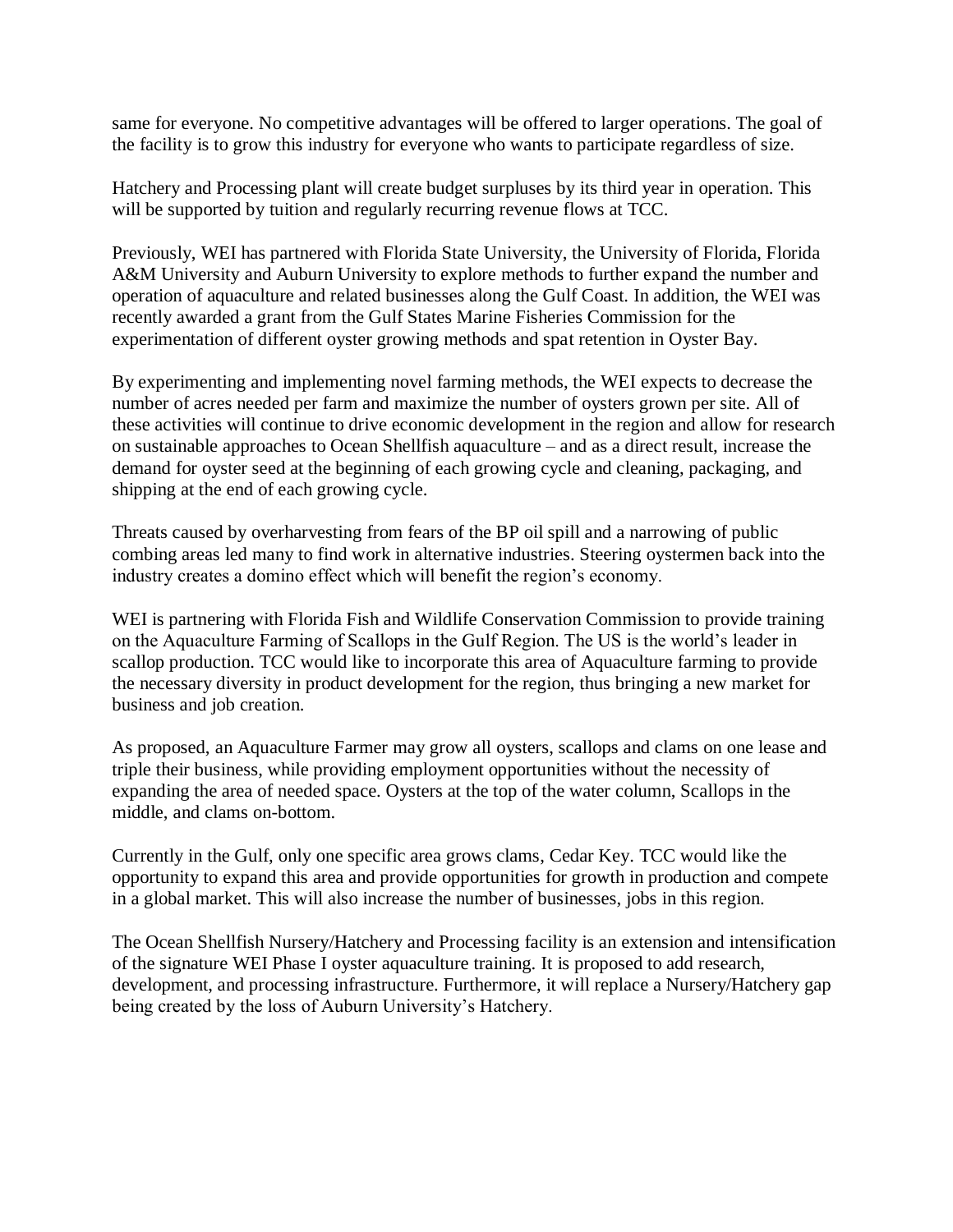same for everyone. No competitive advantages will be offered to larger operations. The goal of the facility is to grow this industry for everyone who wants to participate regardless of size.

Hatchery and Processing plant will create budget surpluses by its third year in operation. This will be supported by tuition and regularly recurring revenue flows at TCC.

Previously, WEI has partnered with Florida State University, the University of Florida, Florida A&M University and Auburn University to explore methods to further expand the number and operation of aquaculture and related businesses along the Gulf Coast. In addition, the WEI was recently awarded a grant from the Gulf States Marine Fisheries Commission for the experimentation of different oyster growing methods and spat retention in Oyster Bay.

By experimenting and implementing novel farming methods, the WEI expects to decrease the number of acres needed per farm and maximize the number of oysters grown per site. All of these activities will continue to drive economic development in the region and allow for research on sustainable approaches to Ocean Shellfish aquaculture – and as a direct result, increase the demand for oyster seed at the beginning of each growing cycle and cleaning, packaging, and shipping at the end of each growing cycle.

Threats caused by overharvesting from fears of the BP oil spill and a narrowing of public combing areas led many to find work in alternative industries. Steering oystermen back into the industry creates a domino effect which will benefit the region's economy.

WEI is partnering with Florida Fish and Wildlife Conservation Commission to provide training on the Aquaculture Farming of Scallops in the Gulf Region. The US is the world's leader in scallop production. TCC would like to incorporate this area of Aquaculture farming to provide the necessary diversity in product development for the region, thus bringing a new market for business and job creation.

As proposed, an Aquaculture Farmer may grow all oysters, scallops and clams on one lease and triple their business, while providing employment opportunities without the necessity of expanding the area of needed space. Oysters at the top of the water column, Scallops in the middle, and clams on-bottom.

Currently in the Gulf, only one specific area grows clams, Cedar Key. TCC would like the opportunity to expand this area and provide opportunities for growth in production and compete in a global market. This will also increase the number of businesses, jobs in this region.

The Ocean Shellfish Nursery/Hatchery and Processing facility is an extension and intensification of the signature WEI Phase I oyster aquaculture training. It is proposed to add research, development, and processing infrastructure. Furthermore, it will replace a Nursery/Hatchery gap being created by the loss of Auburn University's Hatchery.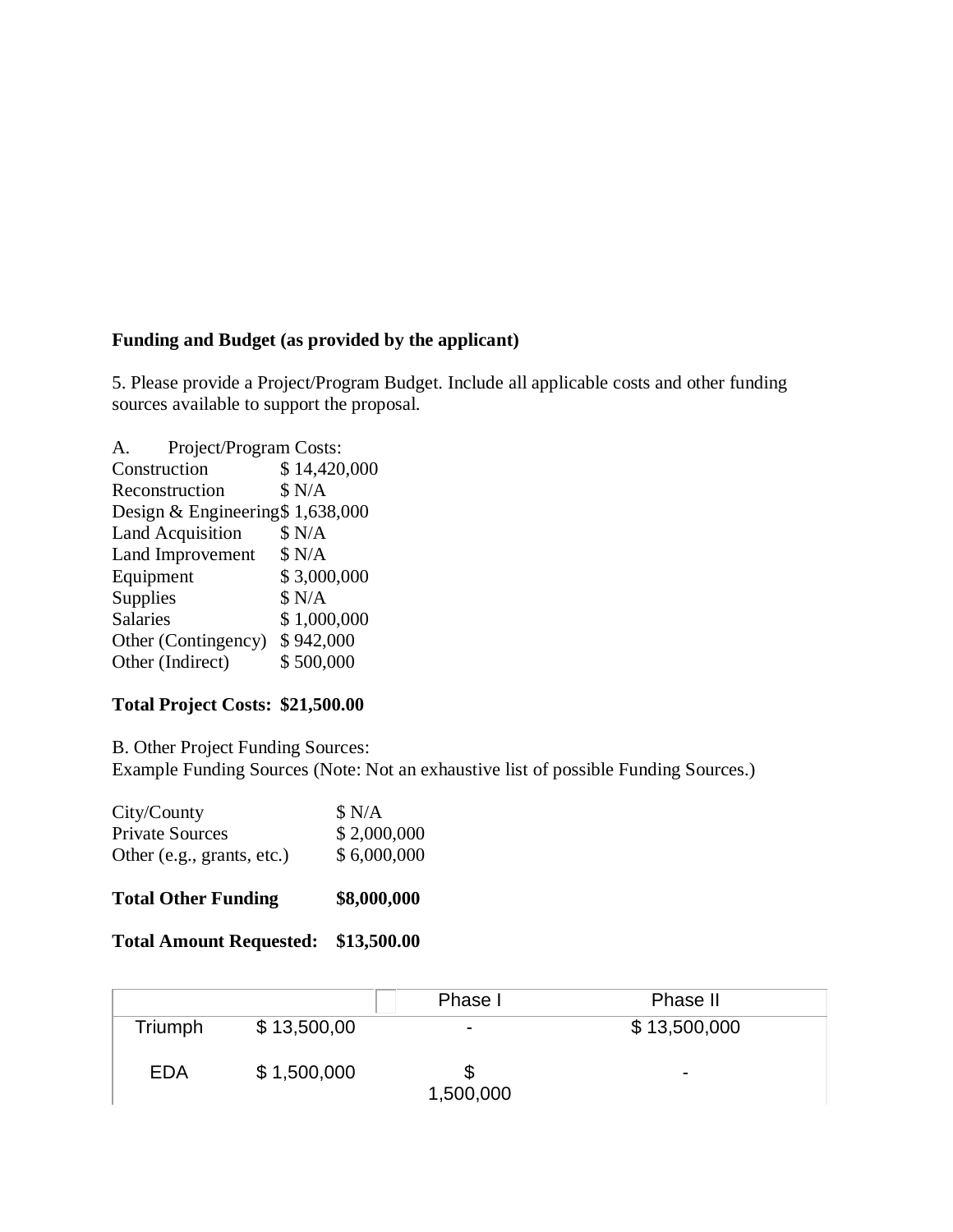**Funding and Budget (as provided by the applicant)**

5. Please provide a Project/Program Budget. Include all applicable costs and other funding sources available to support the proposal.

A. Project/Program Costs:

| | |
|---|---|
| Construction | $ 14,420,000 |
| Reconstruction | $ N/A |
| Design & Engineering | $ 1,638,000 |
| Land Acquisition | $ N/A |
| Land Improvement | $ N/A |
| Equipment | $ 3,000,000 |
| Supplies | $ N/A |
| Salaries | $ 1,000,000 |
| Other (Contingency) | $ 942,000 |
| Other (Indirect) | $ 500,000 |

**Total Project Costs: $21,500.00**

B. Other Project Funding Sources:
Example Funding Sources (Note: Not an exhaustive list of possible Funding Sources.)

| | |
|---|---|
| City/County | $ N/A |
| Private Sources | $ 2,000,000 |
| Other (e.g., grants, etc.) | $ 6,000,000 |

**Total Other Funding $8,000,000**

**Total Amount Requested: $13,500.00**

| | | Phase I | Phase II |
|---|---|---|---|
| Triumph | $ 13,500,00 | - | $ 13,500,000 |
| EDA | $ 1,500,000 | $ 1,500,000 | - |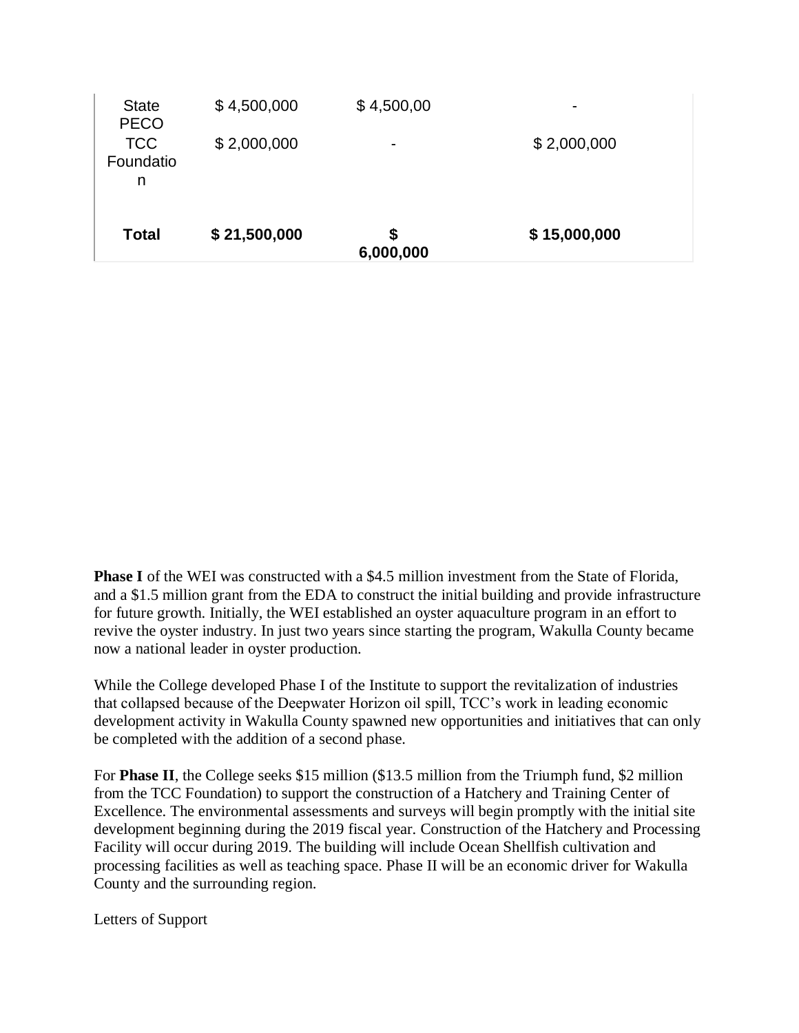| | | | |
|---|---|---|---|
| State PECO | $ 4,500,000 | $ 4,500,00 | - |
| TCC Foundation | $ 2,000,000 | - | $ 2,000,000 |
| **Total** | **$ 21,500,000** | **$ 6,000,000** | **$ 15,000,000** |

**Phase I** of the WEI was constructed with a $4.5 million investment from the State of Florida, and a $1.5 million grant from the EDA to construct the initial building and provide infrastructure for future growth. Initially, the WEI established an oyster aquaculture program in an effort to revive the oyster industry. In just two years since starting the program, Wakulla County became now a national leader in oyster production.

While the College developed Phase I of the Institute to support the revitalization of industries that collapsed because of the Deepwater Horizon oil spill, TCC's work in leading economic development activity in Wakulla County spawned new opportunities and initiatives that can only be completed with the addition of a second phase.

For **Phase II**, the College seeks $15 million ($13.5 million from the Triumph fund, $2 million from the TCC Foundation) to support the construction of a Hatchery and Training Center of Excellence. The environmental assessments and surveys will begin promptly with the initial site development beginning during the 2019 fiscal year. Construction of the Hatchery and Processing Facility will occur during 2019. The building will include Ocean Shellfish cultivation and processing facilities as well as teaching space. Phase II will be an economic driver for Wakulla County and the surrounding region.

Letters of Support